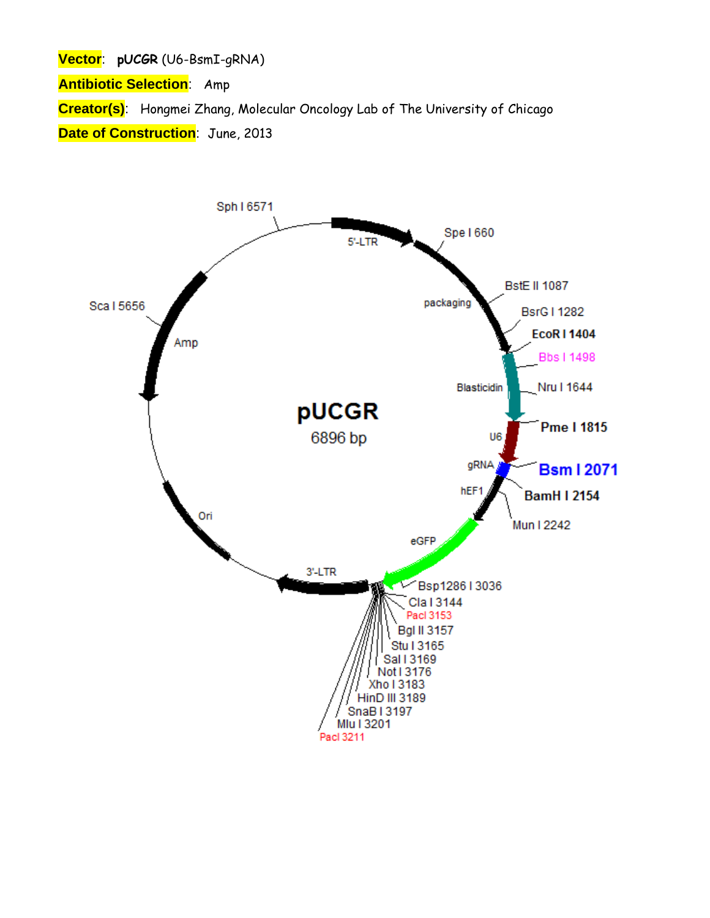**Vector**: **pUCGR** (U6-BsmI-gRNA)

**Antibiotic Selection**: Amp

**Creator(s)**: Hongmei Zhang, Molecular Oncology Lab of The University of Chicago

**Date of Construction**: June, 2013

pUCGR

6896 bp

5'-LTR

Spe I 660

packaging

BstE II 1087

BsrG I 1282

**EcoR I 1404**

Bbs I 1498

Blasticidin

Nru I 1644

**Pme I 1815**

U6

gRNA

**Bsm I 2071**

hEF1

**BamH I 2154**

Mun I 2242

eGFP

Bsp1286 I 3036

Cla I 3144

PacI 3153

Bgl II 3157

Stu I 3165

Sal I 3169

Not I 3176

Xho I 3183

HinD III 3189

SnaB I 3197

Mlu I 3201

PacI 3211

3'-LTR

Ori

Amp

Sca I 5656

Sph I 6571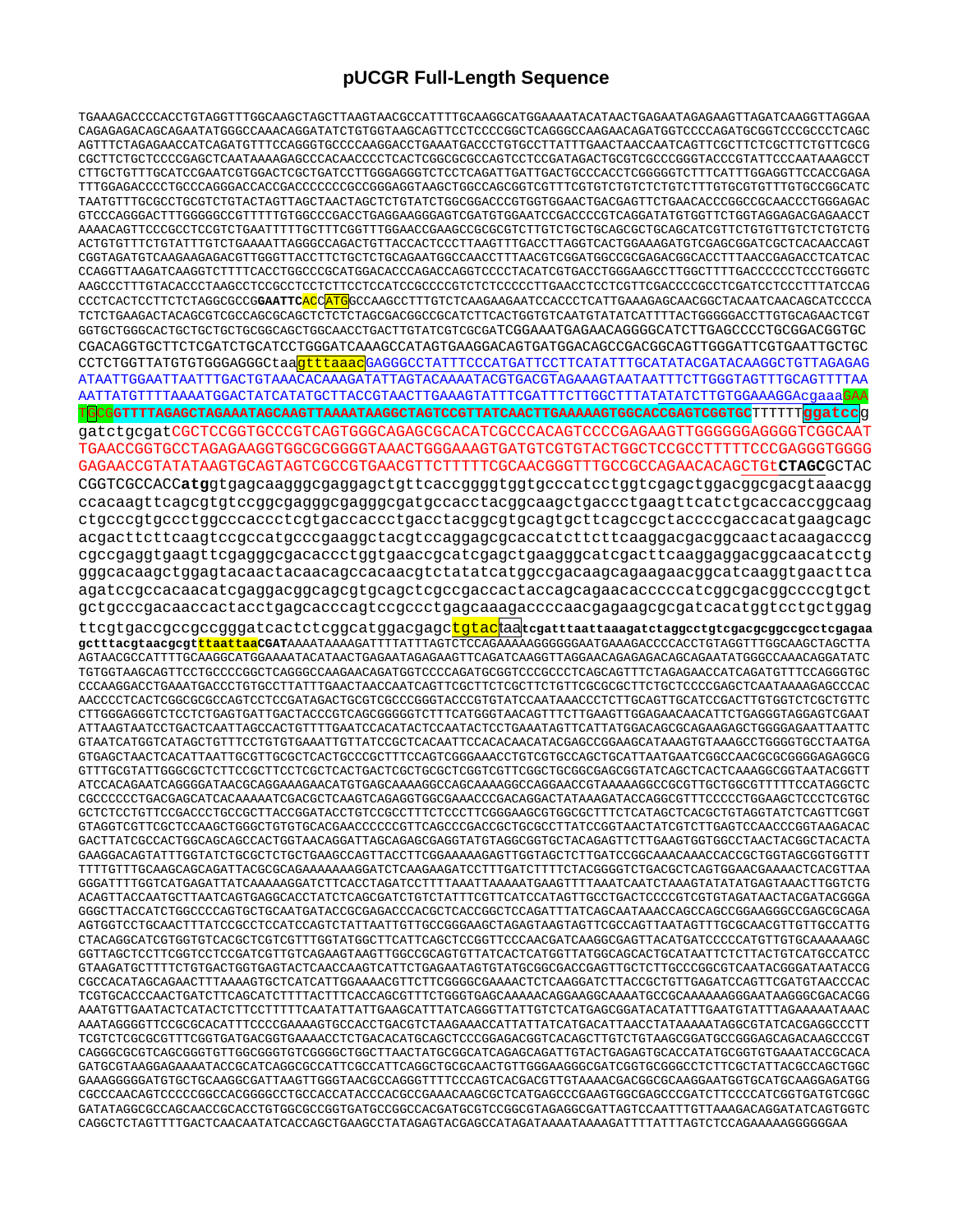# pUCGR Full-Length Sequence

```
TGAAAGACCCCACCTGTAGGTTTGGCAAGCTAGCTTAAGTAACGCCATTTTGCAAGGCATGGAAAATACATAACTGAGAATAGAGAAGTTAGATCAAGGTTAGGAA
CAGAGAGACAGCAGAATATGGGCCAAACAGGATATCTGTGGTAAGCAGTTCCTCCCCGGCTCAGGGCCAAGAACAGATGGTCCCCAGATGCGGTCCCGCCCTCAGC
AGTTTCTAGAGAACCATCAGATGTTTCCAGGGTGCCCCAAGGACCTGAAATGACCCTGTGCCTTATTTGAACTAACCAATCAGTTCGCTTCTCGCTTCTGTTCGCG
CGCTTCTGCTCCCCGAGCTCAATAAAAGAGCCCACAACCCCTCACTCGGCGCGCCAGTCCTCCGATAGACTGCGTCGCCCGGGTACCCGTATTCCCAATAAAGCCT
CTTGCTGTTTGCATCCGAATCGTGGACTCGCTGATCCTTGGGAGGGTCTCCTCAGATTGATTGACTGCCCACCTCGGGGGTCTTTCATTTGGAGGTTCCACCGAGA
TTTGGAGACCCCTGCCCAGGGACCACCGACCCCCCCGCCGGGAGGTAAGCTGGCCAGCGGTCGTTTCGTGTCTGTCTCTGTCTTTGTGCGTGTTTGTGCCGGCATC
TAATGTTTGCGCCTGCGTCTGTACTAGTTAGCTAACTAGCTCTGTATCTGGCGGACCCGTGGTGGAACTGACGAGTTCTGAACACCCGGCCGCAACCCTGGGAGAC
GTCCCAGGGACTTTGGGGGCCGTTTTTGTGGCCCGACCTGAGGAAGGGAGTCGATGTGGAATCCGACCCCGTCAGGATATGTGGTTCTGGTAGGAGACGAGAACCT
AAAACAGTTCCCGCCTCCGTCTGAATTTTTGCTTTCGGTTTGGAACCGAAGCCGCGCGTCTTGTCTGCTGCAGCGCTGCAGCATCGTTCTGTGTTGTCTCTGTCTG
ACTGTGTTTCTGTATTTGTCTGAAAATTAGGGCCAGACTGTTACCACTCCCTTAAGTTTGACCTTAGGTCACTGGAAAGATGTCGAGCGGATCGCTCACAACCAGT
CGGTAGATGTCAAGAAGAGACGTTGGGTTACCTTCTGCTCTGCAGAATGGCCAACCTTTAACGTCGGATGGCCGCGAGACGGCACCTTTAACCGAGACCTCATCAC
CCAGGTTAAGATCAAGGTCTTTTCACCTGGCCCGCATGGACACCCAGACCAGGTCCCCTACATCGTGACCTGGGAAGCCTTGGCTTTTGACCCCCCTCCCTGGGTC
AAGCCCTTTGTACACCCTAAGCCTCCGCCTCCTCTTCCTCCATCCGCCCCGTCTCTCCCCCTTGAACCTCCTCGTTCGACCCCGCCTCGATCCTCCCTTTATCCAG
CCCTCACTCCTTCTCTAGGCGCCGGAATTCACCATGGCCAAGCCTTTGTCTCAAGAAGAATCCACCCTCATTGAAAGAGCAACGGCTACAATCAACAGCATCCCCA
TCTCTGAAGACTACAGCGTCGCCAGCGCAGCTCTCTCTAGCGACGGCCGCATCTTCACTGGTGTCAATGTATATCATTTTACTGGGGGACCTTGTGCAGAACTCGT
GGTGCTGGGCACTGCTGCTGCTGCGGCAGCTGGCAACCTGACTTGTATCGTCGCGATCGGAAATGAGAACAGGGGCATCTTGAGCCCCTGCGGACGGTGC
CGACAGGTGCTTCTCGATCTGCATCCTGGGATCAAAGCCATAGTGAAGGACAGTGATGGACAGCCGACGGCAGTTGGGATTCGTGAATTGCTGC
CCTCTGGTTATGTGTGGGAGGGCtaagtttaaacGAGGGCCTATTTCCCATGATTCCTTCATATTTGCATATACGATACAAGGCTGTTAGAGAG
ATAATTGGAATTAATTTGACTGTAAACACAAAGATATTAGTACAAAATACGTGACGTAGAAAGTAATAATTTCTTGGGTAGTTTGCAGTTTTAA
AATTATGTTTTAAAATGGACTATCATATGCTTACCGTAACTTGAAAGTATTTCGATTTCTTGGCTTTATATATCTTGTGGAAAGGACgaaaGAA
TGCGGTTTTAGAGCTAGAAATAGCAAGTTAAAATAAGGCTAGTCCGTTATCAACTTGAAAAAGTGGCACCGAGTCGGTGCTTTTTTggatccg
gatctgcgatCGCTCCGGTGCCCGTCAGTGGGCAGAGCGCACATCGCCCACAGTCCCCGAGAAGTTGGGGGGAGGGGTCGGCAAT
TGAACCGGTGCCTAGAGAAGGTGGCGCGGGGTAAACTGGGAAAGTGATGTCGTGTACTGGCTCCGCCTTTTTCCCGAGGGTGGGG
GAGAACCGTATATAAGTGCAGTAGTCGCCGTGAACGTTCTTTTTCGCAACGGGTTTGCCGCCAGAACACAGCTGtCTAGCGCTAC
CGGTCGCCACCatggtgagcaagggcgaggagctgttcaccggggtggtgcccatcctggtcgagctggacggcgacgtaaacgg
ccacaagttcagcgtgtccggcgagggcgagggcgatgccacctacggcaagctgaccctgaagttcatctgcaccaccggcaag
ctgcccgtgccctggcccaccctcgtgaccaccctgacctacggcgtgcagtgcttcagccgctaccccgaccacatgaagcagc
acgacttcttcaagtccgccatgcccgaaggctacgtccaggagcgcaccatcttcttcaaggacgacggcaactacaagacccg
cgccgaggtgaagttcgagggcgacaccctggtgaaccgcatcgagctgaagggcatcgacttcaaggaggacggcaacatcctg
gggcacaagctggagtacaactacaacagccacaacgtctatatcatggccgacaagcagaagaacggcatcaaggtgaacttca
agatccgccacaacatcgaggacggcagcgtgcagctcgccgaccactaccagcagaacacccccatcggcgacggccccgtgct
gctgcccgacaaccactacctgagcacccagtccgccctgagcaaagaccccaacgagaagcgcgatcacatggtcctgctggag
ttcgtgaccgccgccgggatcactctcggcatggacgagctgtacTaatcgatttaattaaagatctaggcctgtcgacgcggccgcctcgagaa
gctttacgtaacgcgtttaattaaCGATAAAATAAAAGATTTTATTTAGTCTCCAGAAAAAGGGGGGAATGAAAGACCCCACCTGTAGGTTTGGCAAGCTAGCTTA
AGTAACGCCATTTTGCAAGGCATGGAAAATACATAACTGAGAATAGAGAAGTTCAGATCAAGGTTAGGAACAGAGAGACAGCAGAATATGGGCCAAACAGGATATC
TGTGGTAAGCAGTTCCTGCCCCGGCTCAGGGCCAAGAACAGATGGTCCCCAGATGCGGTCCCGCCCTCAGCAGTTTCTAGAGAACCATCAGATGTTTCCAGGGTGC
CCCAAGGACCTGAAATGACCCTGTGCCTTATTTGAACTAACCAATCAGTTCGCTTCTCGCTTCTGTTCGCGCGCTTCTGCTCCCCGAGCTCAATAAAAGAGCCCAC
AACCCCTCACTCGGCGCGCCAGTCCTCCGATAGACTGCGTCGCCCGGGTACCCGTGTATCCAATAAACCCTCTTGCAGTTGCATCCGACTTGTGGTCTCGCTGTTC
CTTGGGAGGGTCTCCTCTGAGTGATTGACTACCCGTCAGCGGGGGTCTTTCATGGGTAACAGTTTCTTGAAGTTGGAGAACAACATTCTGAGGGTAGGAGTCGAAT
ATTAAGTAATCCTGACTCAATTAGCCACTGTTTTGAATCCACATACTCCAATACTCCTGAAATAGTTCATTATGGACAGCGCAGAAGAGCTGGGGAGAATTAATTC
GTAATCATGGTCATAGCTGTTTCCTGTGTGAAATTGTTATCCGCTCACAATTCCACACAACATACGAGCCGGAAGCATAAAGTGTAAAGCCTGGGGTGCCTAATGA
GTGAGCTAACTCACATTAATTGCGTTGCGCTCACTGCCCGCTTTCCAGTCGGGAAACCTGTCGTGCCAGCTGCATTAATGAATCGGCCAACGCGCGGGGAGAGGCG
GTTTGCGTATTGGGCGCTCTTCCGCTTCCTCGCTCACTGACTCGCTGCGCTCGGTCGTTCGGCTGCGGCGAGCGGTATCAGCTCACTCAAAGGCGGTAATACGGTT
ATCCACAGAATCAGGGGATAACGCAGGAAAGAACATGTGAGCAAAAGGCCAGCAAAAGGCCAGGAACCGTAAAAAGGCCGCGTTGCTGGCGTTTTTCCATAGGCTC
CGCCCCCCTGACGAGCATCACAAAAATCGACGCTCAAGTCAGAGGTGGCGAAACCCGACAGGACTATAAAGATACCAGGCGTTTCCCCCTGGAAGCTCCCTCGTGC
GCTCTCCTGTTCCGACCCTGCCGCTTACCGGATACCTGTCCGCCTTTCTCCCTTCGGGAAGCGTGGCGCTTTCTCATAGCTCACGCTGTAGGTATCTCAGTTCGGT
GTAGGTCGTTCGCTCCAAGCTGGGCTGTGTGCACGAACCCCCCGTTCAGCCCGACCGCTGCGCCTTATCCGGTAACTATCGTCTTGAGTCCAACCCGGTAAGACAC
GACTTATCGCCACTGGCAGCAGCCACTGGTAACAGGATTAGCAGAGCGAGGTATGTAGGCGGTGCTACAGAGTTCTTGAAGTGGTGGCCTAACTACGGCTACACTA
GAAGGACAGTATTTGGTATCTGCGCTCTGCTGAAGCCAGTTACCTTCGGAAAAAGAGTTGGTAGCTCTTGATCCGGCAAACAAACCACCGCTGGTAGCGGTGGTTT
TTTTGTTTGCAAGCAGCAGATTACGCGCAGAAAAAAAGGATCTCAAGAAGATCCTTTGATCTTTTCTACGGGGTCTGACGCTCAGTGGAACGAAAACTCACGTTAA
GGGATTTTGGTCATGAGATTATCAAAAAGGATCTTCACCTAGATCCTTTTAAATTAAAAATGAAGTTTTAAATCAATCTAAAGTATATATGAGTAAACTTGGTCTG
ACAGTTACCAATGCTTAATCAGTGAGGCACCTATCTCAGCGATCTGTCTATTTCGTTCATCCATAGTTGCCTGACTCCCCGTCGTGTAGATAACTACGATACGGGA
GGGCTTACCATCTGGCCCCAGTGCTGCAATGATACCGCGAGACCCACGCTCACCGGCTCCAGATTTATCAGCAATAAACCAGCCAGCCGGAAGGGCCGAGCGCAGA
AGTGGTCCTGCAACTTTATCCGCCTCCATCCAGTCTATTAATTGTTGCCGGGAAGCTAGAGTAAGTAGTTCGCCAGTTAATAGTTTGCGCAACGTTGTTGCCATTG
CTACAGGCATCGTGGTGTCACGCTCGTCGTTTGGTATGGCTTCATTCAGCTCCGGTTCCCAACGATCAAGGCGAGTTACATGATCCCCCATGTTGTGCAAAAAAGC
GGTTAGCTCCTTCGGTCCTCCGATCGTTGTCAGAAGTAAGTTGGCCGCAGTGTTATCACTCATGGTTATGGCAGCACTGCATAATTCTCTTACTGTCATGCCATCC
GTAAGATGCTTTTCTGTGACTGGTGAGTACTCAACCAAGTCATTCTGAGAATAGTGTATGCGGCGACCGAGTTGCTCTTGCCCGGCGTCAATACGGGATAATACCG
CGCCACATAGCAGAACTTTAAAAGTGCTCATCATTGGAAAACGTTCTTCGGGGCGAAAACTCTCAAGGATCTTACCGCTGTTGAGATCCAGTTCGATGTAACCCAC
TCGTGCACCCAACTGATCTTCAGCATCTTTTACTTTCACCAGCGTTTCTGGGTGAGCAAAAACAGGAAGGCAAAATGCCGCAAAAAAGGGAATAAGGGCGACACGG
AAATGTTGAATACTCATACTCTTCCTTTTTCAATATTATTGAAGCATTTATCAGGGTTATTGTCTCATGAGCGGATACATATTTGAATGTATTTAGAAAAATAAAC
AAATAGGGGTTCCGCGCACATTTCCCCGAAAAGTGCCACCTGACGTCTAAGAAACCATTATTATCATGACATTAACCTATAAAAATAGGCGTATCACGAGGCCCTT
TCGTCTCGCGCGTTTCGGTGATGACGGTGAAAACCTCTGACACATGCAGCTCCCGGAGACGGTCACAGCTTGTCTGTAAGCGGATGCCGGGAGCAGACAAGCCCGT
CAGGGCGCGTCAGCGGGTGTTGGCGGGTGTCGGGGCTGGCTTAACTATGCGGCATCAGAGCAGATTGTACTGAGAGTGCACCATATGCGGTGTGAAATACCGCACA
GATGCGTAAGGAGAAAATACCGCATCAGGCGCCATTCGCCATTCAGGCTGCGCAACTGTTGGGAAGGGCGATCGGTGCGGGCCTCTTCGCTATTACGCCAGCTGGC
GAAAGGGGGATGTGCTGCAAGGCGATTAAGTTGGGTAACGCCAGGGTTTTCCCAGTCACGACGTTGTAAAACGACGGCGCAAGGAATGGTGCATGCAAGGAGATGG
CGCCCAACAGTCCCCCGGCCACGGGGCCTGCCACCATACCCACGCCGAAACAAGCGCTCATGAGCCCGAAGTGGCGAGCCCGATCTTCCCCATCGGTGATGTCGGC
GATATAGGCGCCAGCAACCGCACCTGTGGCGCCGGTGATGCCGGCCACGATGCGTCCGGCGTAGAGGCGATTAGTCCAATTTGTTAAAGACAGGATATCAGTGGTC
CAGGCTCTAGTTTTGACTCAACAATATCACCAGCTGAAGCCTATAGAGTACGAGCCATAGATAAAATAAAAGATTTTATTTAGTCTCCAGAAAAAGGGGGAA
```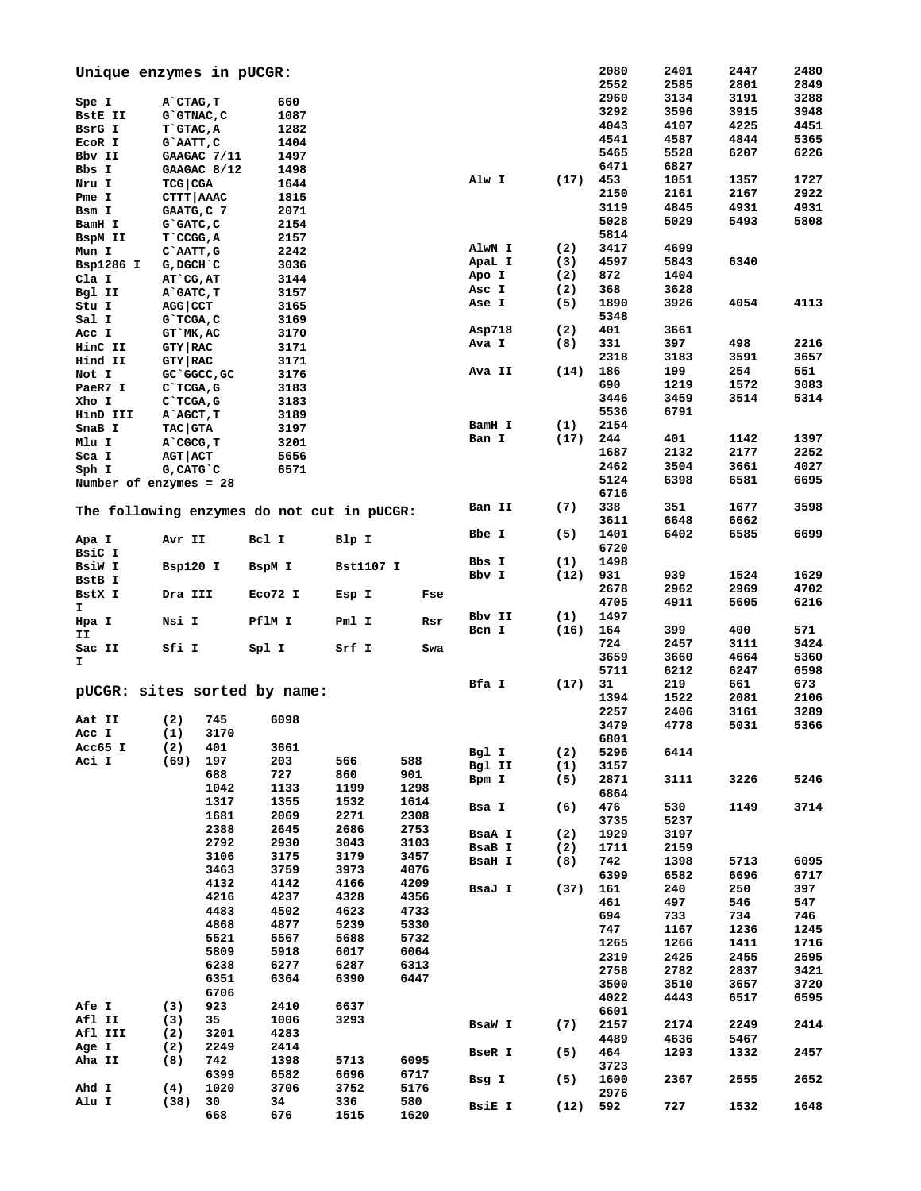## Unique enzymes in pUCGR:

| Enzyme | Site | Position |
|---|---|---|
| Spe I | A`CTAG,T | 660 |
| BstE II | G`GTNAC,C | 1087 |
| BsrG I | T`GTAC,A | 1282 |
| EcoR I | G`AATT,C | 1404 |
| Bbv II | GAAGAC 7/11 | 1497 |
| Bbs I | GAAGAC 8/12 | 1498 |
| Nru I | TCG\|CGA | 1644 |
| Pme I | CTTT\|AAAC | 1815 |
| Bsm I | GAATG,C 7 | 2071 |
| BamH I | G`GATC,C | 2154 |
| BspM II | T`CCGG,A | 2157 |
| Mun I | C`AATT,G | 2242 |
| Bsp1286 I | G,DGCH`C | 3036 |
| Cla I | AT`CG,AT | 3144 |
| Bgl II | A`GATC,T | 3157 |
| Stu I | AGG\|CCT | 3165 |
| Sal I | G`TCGA,C | 3169 |
| Acc I | GT`MK,AC | 3170 |
| HinC II | GTY\|RAC | 3171 |
| Hind II | GTY\|RAC | 3171 |
| Not I | GC`GGCC,GC | 3176 |
| PaeR7 I | C`TCGA,G | 3183 |
| Xho I | C`TCGA,G | 3183 |
| HinD III | A`AGCT,T | 3189 |
| SnaB I | TAC\|GTA | 3197 |
| Mlu I | A`CGCG,T | 3201 |
| Sca I | AGT\|ACT | 5656 |
| Sph I | G,CATG`C | 6571 |

Number of enzymes = 28

## The following enzymes do not cut in pUCGR:

Apa I, Avr II, Bcl I, Blp I, BsiC I, BsiW I, Bsp120 I, BspM I, Bst1107 I, BstB I, BstX I, Dra III, Eco72 I, Esp I, Fse I, Hpa I, Nsi I, PflM I, Pml I, Rsr II, Sac II, Sfi I, Spl I, Srf I, Swa I

## pUCGR: sites sorted by name:

| Enzyme | Count | Positions |
|---|---|---|
| Aat II | (2) | 745 6098 |
| Acc I | (1) | 3170 |
| Acc65 I | (2) | 401 3661 |
| Aci I | (69) | 197 203 566 588 688 727 860 901 1042 1133 1199 1298 1317 1355 1532 1614 1681 2069 2271 2308 2388 2645 2686 2753 2792 2930 3043 3103 3106 3175 3179 3457 3463 3759 3973 4076 4132 4142 4166 4209 4216 4237 4328 4356 4483 4502 4623 4733 4868 4877 5239 5330 5521 5567 5688 5732 5809 5918 6017 6064 6238 6277 6287 6313 6351 6364 6390 6447 6706 |
| Afe I | (3) | 923 2410 6637 |
| Afl II | (3) | 35 1006 3293 |
| Afl III | (2) | 3201 4283 |
| Age I | (2) | 2249 2414 |
| Aha II | (8) | 742 1398 5713 6095 6399 6582 6696 6717 |
| Ahd I | (4) | 1020 3706 3752 5176 |
| Alu I | (38) | 30 34 336 580 668 676 1515 1620 2080 2401 2447 2480 2552 2585 2801 2849 2960 3134 3191 3288 3292 3596 3915 3948 4043 4107 4225 4451 4541 4587 4844 5365 5465 5528 6207 6226 6471 6827 |
| Alw I | (17) | 453 1051 1357 1727 2150 2161 2167 2922 3119 4845 4931 4931 5028 5029 5493 5808 5814 |
| AlwN I | (2) | 3417 4699 |
| ApaL I | (3) | 4597 5843 6340 |
| Apo I | (2) | 872 1404 |
| Asc I | (2) | 368 3628 |
| Ase I | (5) | 1890 3926 4054 4113 5348 |
| Asp718 | (2) | 401 3661 |
| Ava I | (8) | 331 397 498 2216 2318 3183 3591 3657 |
| Ava II | (14) | 186 199 254 551 690 1219 1572 3083 3446 3459 3514 5314 5536 6791 |
| BamH I | (1) | 2154 |
| Ban I | (17) | 244 401 1142 1397 1687 2132 2177 2252 2462 3504 3661 4027 5124 6398 6581 6695 6716 |
| Ban II | (7) | 338 351 1677 3598 3611 6648 6662 |
| Bbe I | (5) | 1401 6402 6585 6699 6720 |
| Bbs I | (1) | 1498 |
| Bbv I | (12) | 931 939 1524 1629 2678 2962 2969 4702 4705 4911 5605 6216 |
| Bbv II | (1) | 1497 |
| Bcn I | (16) | 164 399 400 571 724 2457 3111 3424 3659 3660 4664 5360 5711 6212 6247 6598 |
| Bfa I | (17) | 31 219 661 673 1394 1522 2081 2106 2257 2406 3161 3289 3479 4778 5031 5366 6801 |
| Bgl I | (2) | 5296 6414 |
| Bgl II | (1) | 3157 |
| Bpm I | (5) | 2871 3111 3226 5246 6864 |
| Bsa I | (6) | 476 530 1149 3714 3735 5237 |
| BsaA I | (2) | 1929 3197 |
| BsaB I | (2) | 1711 2159 |
| BsaH I | (8) | 742 1398 5713 6095 6399 6582 6696 6717 |
| BsaJ I | (37) | 161 240 250 397 461 497 546 547 694 733 734 746 747 1167 1236 1245 1265 1266 1411 1716 2319 2425 2455 2595 2758 2782 2837 3421 3500 3510 3657 3720 4022 4443 6517 6595 6601 |
| BsaW I | (7) | 2157 2174 2249 2414 4489 4636 5467 |
| BseR I | (5) | 464 1293 1332 2457 3723 |
| Bsg I | (5) | 1600 2367 2555 2652 2976 |
| BsiE I | (12) | 592 727 1532 1648 |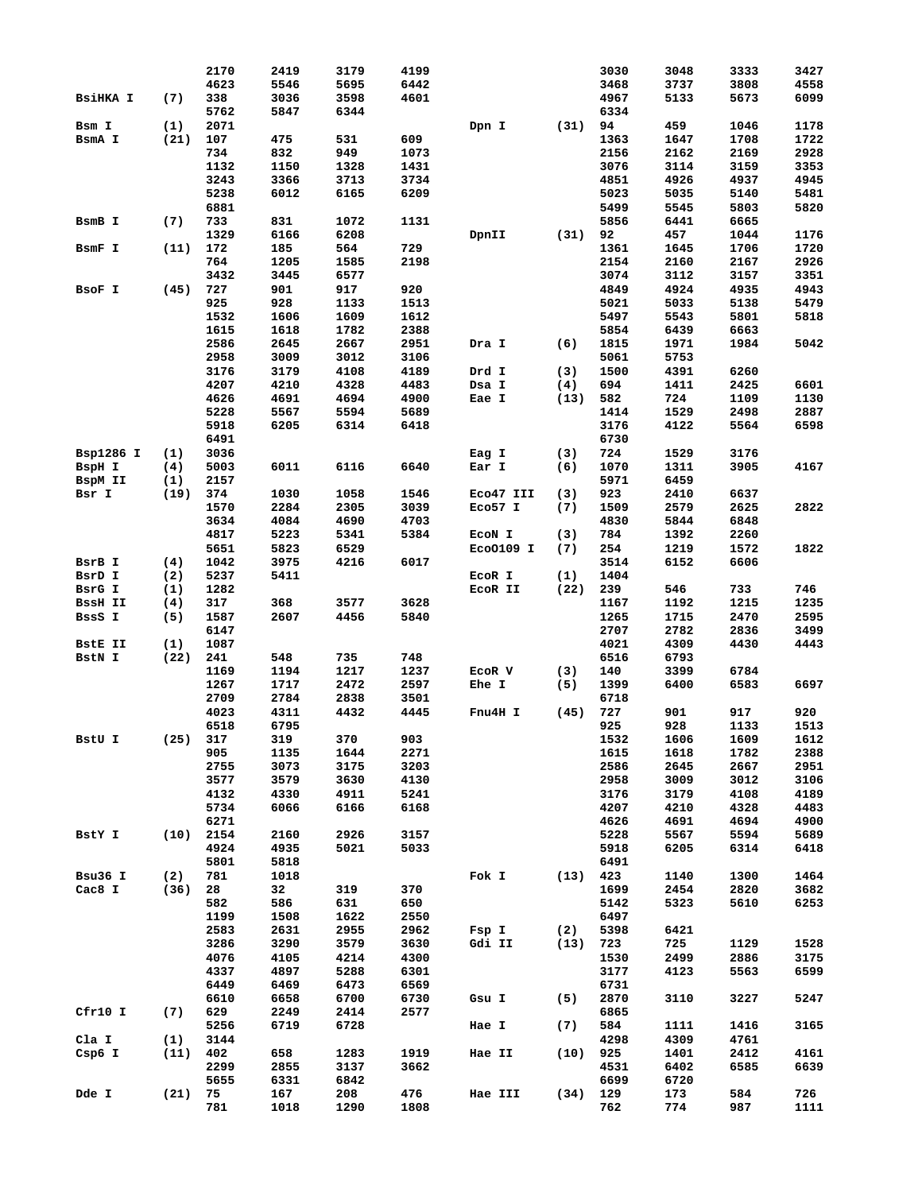| | | | | | | | | | | | |
|---|---|---|---|---|---|---|---|---|---|---|---|
| | | 2170 | 2419 | 3179 | 4199 | | | 3030 | 3048 | 3333 | 3427 |
| | | 4623 | 5546 | 5695 | 6442 | | | 3468 | 3737 | 3808 | 4558 |
| BsiHKA I | (7) | 338 | 3036 | 3598 | 4601 | | | 4967 | 5133 | 5673 | 6099 |
| | | 5762 | 5847 | 6344 | | | | 6334 | | | |
| Bsm I | (1) | 2071 | | | | Dpn I | (31) | 94 | 459 | 1046 | 1178 |
| BsmA I | (21) | 107 | 475 | 531 | 609 | | | 1363 | 1647 | 1708 | 1722 |
| | | 734 | 832 | 949 | 1073 | | | 2156 | 2162 | 2169 | 2928 |
| | | 1132 | 1150 | 1328 | 1431 | | | 3076 | 3114 | 3159 | 3353 |
| | | 3243 | 3366 | 3713 | 3734 | | | 4851 | 4926 | 4937 | 4945 |
| | | 5238 | 6012 | 6165 | 6209 | | | 5023 | 5035 | 5140 | 5481 |
| | | 6881 | | | | | | 5499 | 5545 | 5803 | 5820 |
| BsmB I | (7) | 733 | 831 | 1072 | 1131 | | | 5856 | 6441 | 6665 | |
| | | 1329 | 6166 | 6208 | | DpnII | (31) | 92 | 457 | 1044 | 1176 |
| BsmF I | (11) | 172 | 185 | 564 | 729 | | | 1361 | 1645 | 1706 | 1720 |
| | | 764 | 1205 | 1585 | 2198 | | | 2154 | 2160 | 2167 | 2926 |
| | | 3432 | 3445 | 6577 | | | | 3074 | 3112 | 3157 | 3351 |
| BsoF I | (45) | 727 | 901 | 917 | 920 | | | 4849 | 4924 | 4935 | 4943 |
| | | 925 | 928 | 1133 | 1513 | | | 5021 | 5033 | 5138 | 5479 |
| | | 1532 | 1606 | 1609 | 1612 | | | 5497 | 5543 | 5801 | 5818 |
| | | 1615 | 1618 | 1782 | 2388 | | | 5854 | 6439 | 6663 | |
| | | 2586 | 2645 | 2667 | 2951 | Dra I | (6) | 1815 | 1971 | 1984 | 5042 |
| | | 2958 | 3009 | 3012 | 3106 | | | 5061 | 5753 | | |
| | | 3176 | 3179 | 4108 | 4189 | Drd I | (3) | 1500 | 4391 | 6260 | |
| | | 4207 | 4210 | 4328 | 4483 | Dsa I | (4) | 694 | 1411 | 2425 | 6601 |
| | | 4626 | 4691 | 4694 | 4900 | Eae I | (13) | 582 | 724 | 1109 | 1130 |
| | | 5228 | 5567 | 5594 | 5689 | | | 1414 | 1529 | 2498 | 2887 |
| | | 5918 | 6205 | 6314 | 6418 | | | 3176 | 4122 | 5564 | 6598 |
| | | 6491 | | | | | | 6730 | | | |
| Bsp1286 I | (1) | 3036 | | | | Eag I | (3) | 724 | 1529 | 3176 | |
| BspH I | (4) | 5003 | 6011 | 6116 | 6640 | Ear I | (6) | 1070 | 1311 | 3905 | 4167 |
| BspM II | (1) | 2157 | | | | | | 5971 | 6459 | | |
| Bsr I | (19) | 374 | 1030 | 1058 | 1546 | Eco47 III | (3) | 923 | 2410 | 6637 | |
| | | 1570 | 2284 | 2305 | 3039 | Eco57 I | (7) | 1509 | 2579 | 2625 | 2822 |
| | | 3634 | 4084 | 4690 | 4703 | | | 4830 | 5844 | 6848 | |
| | | 4817 | 5223 | 5341 | 5384 | EcoN I | (3) | 784 | 1392 | 2260 | |
| | | 5651 | 5823 | 6529 | | EcoO109 I | (7) | 254 | 1219 | 1572 | 1822 |
| BsrB I | (4) | 1042 | 3975 | 4216 | 6017 | | | 3514 | 6152 | 6606 | |
| BsrD I | (2) | 5237 | 5411 | | | EcoR I | (1) | 1404 | | | |
| BsrG I | (1) | 1282 | | | | EcoR II | (22) | 239 | 546 | 733 | 746 |
| BssH II | (4) | 317 | 368 | 3577 | 3628 | | | 1167 | 1192 | 1215 | 1235 |
| BssS I | (5) | 1587 | 2607 | 4456 | 5840 | | | 1265 | 1715 | 2470 | 2595 |
| | | 6147 | | | | | | 2707 | 2782 | 2836 | 3499 |
| BstE II | (1) | 1087 | | | | | | 4021 | 4309 | 4430 | 4443 |
| BstN I | (22) | 241 | 548 | 735 | 748 | | | 6516 | 6793 | | |
| | | 1169 | 1194 | 1217 | 1237 | EcoR V | (3) | 140 | 3399 | 6784 | |
| | | 1267 | 1717 | 2472 | 2597 | Ehe I | (5) | 1399 | 6400 | 6583 | 6697 |
| | | 2709 | 2784 | 2838 | 3501 | | | 6718 | | | |
| | | 4023 | 4311 | 4432 | 4445 | Fnu4H I | (45) | 727 | 901 | 917 | 920 |
| | | 6518 | 6795 | | | | | 925 | 928 | 1133 | 1513 |
| BstU I | (25) | 317 | 319 | 370 | 903 | | | 1532 | 1606 | 1609 | 1612 |
| | | 905 | 1135 | 1644 | 2271 | | | 1615 | 1618 | 1782 | 2388 |
| | | 2755 | 3073 | 3175 | 3203 | | | 2586 | 2645 | 2667 | 2951 |
| | | 3577 | 3579 | 3630 | 4130 | | | 2958 | 3009 | 3012 | 3106 |
| | | 4132 | 4330 | 4911 | 5241 | | | 3176 | 3179 | 4108 | 4189 |
| | | 5734 | 6066 | 6166 | 6168 | | | 4207 | 4210 | 4328 | 4483 |
| | | 6271 | | | | | | 4626 | 4691 | 4694 | 4900 |
| BstY I | (10) | 2154 | 2160 | 2926 | 3157 | | | 5228 | 5567 | 5594 | 5689 |
| | | 4924 | 4935 | 5021 | 5033 | | | 5918 | 6205 | 6314 | 6418 |
| | | 5801 | 5818 | | | | | 6491 | | | |
| Bsu36 I | (2) | 781 | 1018 | | | Fok I | (13) | 423 | 1140 | 1300 | 1464 |
| Cac8 I | (36) | 28 | 32 | 319 | 370 | | | 1699 | 2454 | 2820 | 3682 |
| | | 582 | 586 | 631 | 650 | | | 5142 | 5323 | 5610 | 6253 |
| | | 1199 | 1508 | 1622 | 2550 | | | 6497 | | | |
| | | 2583 | 2631 | 2955 | 2962 | Fsp I | (2) | 5398 | 6421 | | |
| | | 3286 | 3290 | 3579 | 3630 | Gdi II | (13) | 723 | 725 | 1129 | 1528 |
| | | 4076 | 4105 | 4214 | 4300 | | | 1530 | 2499 | 2886 | 3175 |
| | | 4337 | 4897 | 5288 | 6301 | | | 3177 | 4123 | 5563 | 6599 |
| | | 6449 | 6469 | 6473 | 6569 | | | 6731 | | | |
| | | 6610 | 6658 | 6700 | 6730 | Gsu I | (5) | 2870 | 3110 | 3227 | 5247 |
| Cfr10 I | (7) | 629 | 2249 | 2414 | 2577 | | | 6865 | | | |
| | | 5256 | 6719 | 6728 | | Hae I | (7) | 584 | 1111 | 1416 | 3165 |
| Cla I | (1) | 3144 | | | | | | 4298 | 4309 | 4761 | |
| Csp6 I | (11) | 402 | 658 | 1283 | 1919 | Hae II | (10) | 925 | 1401 | 2412 | 4161 |
| | | 2299 | 2855 | 3137 | 3662 | | | 4531 | 6402 | 6585 | 6639 |
| | | 5655 | 6331 | 6842 | | | | 6699 | 6720 | | |
| Dde I | (21) | 75 | 167 | 208 | 476 | Hae III | (34) | 129 | 173 | 584 | 726 |
| | | 781 | 1018 | 1290 | 1808 | | | 762 | 774 | 987 | 1111 |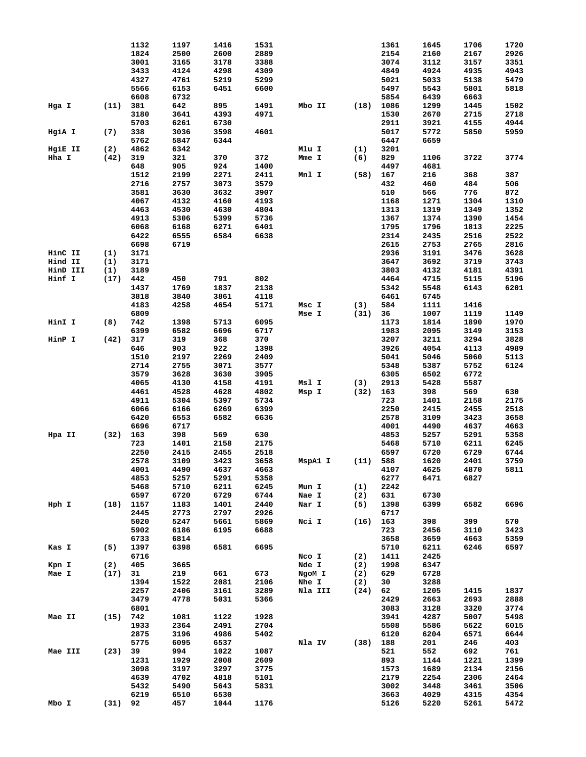```
                1132    1197    1416    1531                    1361    1645    1706    1720
                1824    2500    2600    2889                    2154    2160    2167    2926
                3001    3165    3178    3388                    3074    3112    3157    3351
                3433    4124    4298    4309                    4849    4924    4935    4943
                4327    4761    5219    5299                    5021    5033    5138    5479
                5566    6153    6451    6600                    5497    5543    5801    5818
                6608    6732                                    5854    6439    6663
Hga I     (11)  381     642     895     1491    Mbo II   (18)   1086    1299    1445    1502
                3180    3641    4393    4971                    1530    2670    2715    2718
                5703    6261    6730                            2911    3921    4155    4944
HgiA I    (7)   338     3036    3598    4601                    5017    5772    5850    5959
                5762    5847    6344                            6447    6659
HgiE II   (2)   4862    6342                    Mlu I    (1)    3201
Hha I     (42)  319     321     370     372     Mme I    (6)    829     1106    3722    3774
                648     905     924     1400                    4497    4681
                1512    2199    2271    2411    Mnl I    (58)   167     216     368     387
                2716    2757    3073    3579                    432     460     484     506
                3581    3630    3632    3907                    510     566     776     872
                4067    4132    4160    4193                    1168    1271    1304    1310
                4463    4530    4630    4804                    1313    1319    1349    1352
                4913    5306    5399    5736                    1367    1374    1390    1454
                6068    6168    6271    6401                    1795    1796    1813    2225
                6422    6555    6584    6638                    2314    2435    2516    2522
                6698    6719                                    2615    2753    2765    2816
HinC II   (1)   3171                                            2936    3191    3476    3628
Hind II   (1)   3171                                            3647    3692    3719    3743
HinD III  (1)   3189                                            3803    4132    4181    4391
Hinf I    (17)  442     450     791     802                     4464    4715    5115    5196
                1437    1769    1837    2138                    5342    5548    6143    6201
                3818    3840    3861    4118                    6461    6745
                4183    4258    4654    5171    Msc I    (3)    584     1111    1416
                6809                            Mse I    (31)   36      1007    1119    1149
HinI I    (8)   742     1398    5713    6095                    1173    1814    1890    1970
                6399    6582    6696    6717                    1983    2095    3149    3153
HinP I    (42)  317     319     368     370                     3207    3211    3294    3828
                646     903     922     1398                    3926    4054    4113    4989
                1510    2197    2269    2409                    5041    5046    5060    5113
                2714    2755    3071    3577                    5348    5387    5752    6124
                3579    3628    3630    3905                    6305    6502    6772
                4065    4130    4158    4191    Msl I    (3)    2913    5428    5587
                4461    4528    4628    4802    Msp I    (32)   163     398     569     630
                4911    5304    5397    5734                    723     1401    2158    2175
                6066    6166    6269    6399                    2250    2415    2455    2518
                6420    6553    6582    6636                    2578    3109    3423    3658
                6696    6717                                    4001    4490    4637    4663
Hpa II    (32)  163     398     569     630                     4853    5257    5291    5358
                723     1401    2158    2175                    5468    5710    6211    6245
                2250    2415    2455    2518                    6597    6720    6729    6744
                2578    3109    3423    3658    MspA1 I  (11)   588     1620    2401    3759
                4001    4490    4637    4663                    4107    4625    4870    5811
                4853    5257    5291    5358                    6277    6471    6827
                5468    5710    6211    6245    Mun I    (1)    2242
                6597    6720    6729    6744    Nae I    (2)    631     6730
Hph I     (18)  1157    1183    1401    2440    Nar I    (5)    1398    6399    6582    6696
                2445    2773    2797    2926                    6717
                5020    5247    5661    5869    Nci I    (16)   163     398     399     570
                5902    6186    6195    6688                    723     2456    3110    3423
                6733    6814                                    3658    3659    4663    5359
Kas I     (5)   1397    6398    6581    6695                    5710    6211    6246    6597
                6716                            Nco I    (2)    1411    2425
Kpn I     (2)   405     3665                    Nde I    (2)    1998    6347
Mae I     (17)  31      219     661     673     NgoM I   (2)    629     6728
                1394    1522    2081    2106    Nhe I    (2)    30      3288
                2257    2406    3161    3289    Nla III  (24)   62      1205    1415    1837
                3479    4778    5031    5366                    2429    2663    2693    2888
                6801                                            3083    3128    3320    3774
Mae II    (15)  742     1081    1122    1928                    3941    4287    5007    5498
                1933    2364    2491    2704                    5508    5586    5622    6015
                2875    3196    4986    5402                    6120    6204    6571    6644
                5775    6095    6537            Nla IV   (38)   188     201     246     403
Mae III   (23)  39      994     1022    1087                    521     552     692     761
                1231    1929    2008    2609                    893     1144    1221    1399
                3098    3197    3297    3775                    1573    1689    2134    2156
                4639    4702    4818    5101                    2179    2254    2306    2464
                5432    5490    5643    5831                    3002    3448    3461    3506
                6219    6510    6530                            3663    4029    4315    4354
Mbo I     (31)  92      457     1044    1176                    5126    5220    5261    5472
```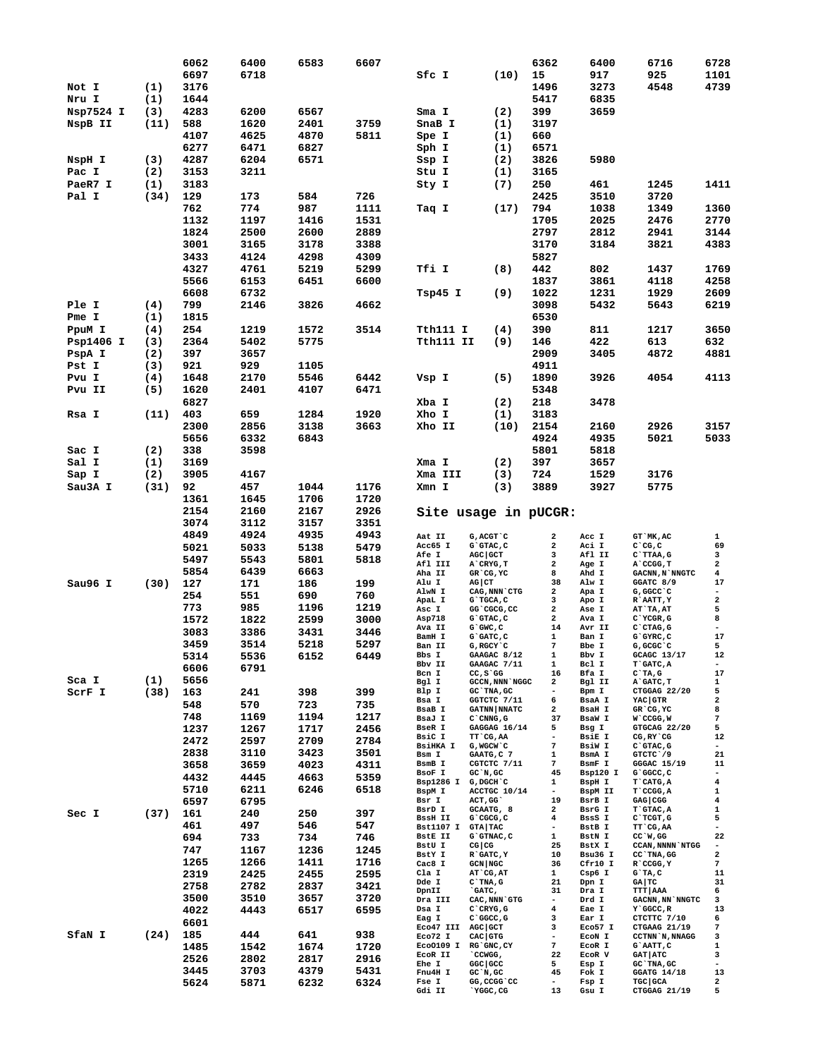| Enzyme | Count | Positions | | | |
|---|---|---|---|---|---|
| | | 6062 | 6400 | 6583 | 6607 |
| | | 6697 | 6718 | | |
| Not I | (1) | 3176 | | | |
| Nru I | (1) | 1644 | | | |
| Nsp7524 I | (3) | 4283 | 6200 | 6567 | |
| NspB II | (11) | 588 | 1620 | 2401 | 3759 |
| | | 4107 | 4625 | 4870 | 5811 |
| | | 6277 | 6471 | 6827 | |
| NspH I | (3) | 4287 | 6204 | 6571 | |
| Pac I | (2) | 3153 | 3211 | | |
| PaeR7 I | (1) | 3183 | | | |
| Pal I | (34) | 129 | 173 | 584 | 726 |
| | | 762 | 774 | 987 | 1111 |
| | | 1132 | 1197 | 1416 | 1531 |
| | | 1824 | 2500 | 2600 | 2889 |
| | | 3001 | 3165 | 3178 | 3388 |
| | | 3433 | 4124 | 4298 | 4309 |
| | | 4327 | 4761 | 5219 | 5299 |
| | | 5566 | 6153 | 6451 | 6600 |
| | | 6608 | 6732 | | |
| Ple I | (4) | 799 | 2146 | 3826 | 4662 |
| Pme I | (1) | 1815 | | | |
| PpuM I | (4) | 254 | 1219 | 1572 | 3514 |
| Psp1406 I | (3) | 2364 | 5402 | 5775 | |
| PspA I | (2) | 397 | 3657 | | |
| Pst I | (3) | 921 | 929 | 1105 | |
| Pvu I | (4) | 1648 | 2170 | 5546 | 6442 |
| Pvu II | (5) | 1620 | 2401 | 4107 | 6471 |
| | | 6827 | | | |
| Rsa I | (11) | 403 | 659 | 1284 | 1920 |
| | | 2300 | 2856 | 3138 | 3663 |
| | | 5656 | 6332 | 6843 | |
| Sac I | (2) | 338 | 3598 | | |
| Sal I | (1) | 3169 | | | |
| Sap I | (2) | 3905 | 4167 | | |
| Sau3A I | (31) | 92 | 457 | 1044 | 1176 |
| | | 1361 | 1645 | 1706 | 1720 |
| | | 2154 | 2160 | 2167 | 2926 |
| | | 3074 | 3112 | 3157 | 3351 |
| | | 4849 | 4924 | 4935 | 4943 |
| | | 5021 | 5033 | 5138 | 5479 |
| | | 5497 | 5543 | 5801 | 5818 |
| | | 5854 | 6439 | 6663 | |
| Sau96 I | (30) | 127 | 171 | 186 | 199 |
| | | 254 | 551 | 690 | 760 |
| | | 773 | 985 | 1196 | 1219 |
| | | 1572 | 1822 | 2599 | 3000 |
| | | 3083 | 3386 | 3431 | 3446 |
| | | 3459 | 3514 | 5218 | 5297 |
| | | 5314 | 5536 | 6152 | 6449 |
| | | 6606 | 6791 | | |
| Sca I | (1) | 5656 | | | |
| ScrF I | (38) | 163 | 241 | 398 | 399 |
| | | 548 | 570 | 723 | 735 |
| | | 748 | 1169 | 1194 | 1217 |
| | | 1237 | 1267 | 1717 | 2456 |
| | | 2472 | 2597 | 2709 | 2784 |
| | | 2838 | 3110 | 3423 | 3501 |
| | | 3658 | 3659 | 4023 | 4311 |
| | | 4432 | 4445 | 4663 | 5359 |
| | | 5710 | 6211 | 6246 | 6518 |
| | | 6597 | 6795 | | |
| Sec I | (37) | 161 | 240 | 250 | 397 |
| | | 461 | 497 | 546 | 547 |
| | | 694 | 733 | 734 | 746 |
| | | 747 | 1167 | 1236 | 1245 |
| | | 1265 | 1266 | 1411 | 1716 |
| | | 2319 | 2425 | 2455 | 2595 |
| | | 2758 | 2782 | 2837 | 3421 |
| | | 3500 | 3510 | 3657 | 3720 |
| | | 4022 | 4443 | 6517 | 6595 |
| | | 6601 | | | |
| SfaN I | (24) | 185 | 444 | 641 | 938 |
| | | 1485 | 1542 | 1674 | 1720 |
| | | 2526 | 2802 | 2817 | 2916 |
| | | 3445 | 3703 | 4379 | 5431 |
| | | 5624 | 5871 | 6232 | 6324 |
| | | 6362 | 6400 | 6716 | 6728 |
| Sfc I | (10) | 15 | 917 | 925 | 1101 |
| | | 1496 | 3273 | 4548 | 4739 |
| | | 5417 | 6835 | | |
| Sma I | (2) | 399 | 3659 | | |
| SnaB I | (1) | 3197 | | | |
| Spe I | (1) | 660 | | | |
| Sph I | (1) | 6571 | | | |
| Ssp I | (2) | 3826 | 5980 | | |
| Stu I | (1) | 3165 | | | |
| Sty I | (7) | 250 | 461 | 1245 | 1411 |
| | | 2425 | 3510 | 3720 | |
| Taq I | (17) | 794 | 1038 | 1349 | 1360 |
| | | 1705 | 2025 | 2476 | 2770 |
| | | 2797 | 2812 | 2941 | 3144 |
| | | 3170 | 3184 | 3821 | 4383 |
| | | 5827 | | | |
| Tfi I | (8) | 442 | 802 | 1437 | 1769 |
| | | 1837 | 3861 | 4118 | 4258 |
| Tsp45 I | (9) | 1022 | 1231 | 1929 | 2609 |
| | | 3098 | 5432 | 5643 | 6219 |
| | | 6530 | | | |
| Tth111 I | (4) | 390 | 811 | 1217 | 3650 |
| Tth111 II | (9) | 146 | 422 | 613 | 632 |
| | | 2909 | 3405 | 4872 | 4881 |
| | | 4911 | | | |
| Vsp I | (5) | 1890 | 3926 | 4054 | 4113 |
| | | 5348 | | | |
| Xba I | (2) | 218 | 3478 | | |
| Xho I | (1) | 3183 | | | |
| Xho II | (10) | 2154 | 2160 | 2926 | 3157 |
| | | 4924 | 4935 | 5021 | 5033 |
| | | 5801 | 5818 | | |
| Xma I | (2) | 397 | 3657 | | |
| Xma III | (3) | 724 | 1529 | 3176 | |
| Xmn I | (3) | 3889 | 3927 | 5775 | |

## Site usage in pUCGR:

| Enzyme | Site | Count | Enzyme | Site | Count |
|---|---|---|---|---|---|
| Aat II | G,ACGT`C | 2 | Acc I | GT`MK,AC | 1 |
| Acc65 I | G`GTAC,C | 2 | Aci I | C`CG,C | 69 |
| Afe I | AGC\|GCT | 3 | Afl II | C`TTAA,G | 3 |
| Afl III | A`CRYG,T | 2 | Age I | A`CCGG,T | 2 |
| Aha II | GR`CG,YC | 8 | Ahd I | GACNN,N`NNGTC | 4 |
| Alu I | AG\|CT | 38 | Alw I | GGATC 8/9 | 17 |
| AlwN I | CAG,NNN`CTG | 2 | Apa I | G,GGCC`C | - |
| ApaL I | G`TGCA,C | 3 | Apo I | R`AATT,Y | 2 |
| Asc I | GG`CGCG,CC | 2 | Ase I | AT`TA,AT | 5 |
| Asp718 | G`GTAC,C | 2 | Ava I | C`YCGR,G | 8 |
| Ava II | G`GWC,C | 14 | Avr II | C`CTAG,G | - |
| BamH I | G`GATC,C | 1 | Ban I | G`GYRC,C | 17 |
| Ban II | G,RGCY`C | 7 | Bbe I | G,GCGC`C | 5 |
| Bbs I | GAAGAC 8/12 | 1 | Bbv I | GCAGC 13/17 | 12 |
| Bbv II | GAAGAC 7/11 | 1 | Bcl I | T`GATC,A | - |
| Bcn I | CC,S`GG | 16 | Bfa I | C`TA,G | 17 |
| Bgl I | GCCN,NNN`NGGC | 2 | Bgl II | A`GATC,T | 1 |
| Blp I | GC`TNA,GC | - | Bpm I | CTGGAG 22/20 | 5 |
| Bsa I | GGTCTC 7/11 | 6 | BsaA I | YAC\|GTR | 2 |
| BsaB I | GATNN\|NNATC | 2 | BsaH I | GR`CG,YC | 8 |
| BsaJ I | C`CNNG,G | 37 | BsaW I | W`CCGG,W | 7 |
| BseR I | GAGGAG 16/14 | 5 | Bsg I | GTGCAG 22/20 | 5 |
| BsiC I | TT`CG,AA | - | BsiE I | CG,RY`CG | 12 |
| BsiHKA I | G,WGCW`C | 7 | BsiW I | C`GTAC,G | - |
| Bsm I | GAATG,C 7 | 1 | BsmA I | GTCTC 1/5 | 21 |
| BsmB I | CGTCTC 7/11 | 7 | BsmF I | GGGAC 15/19 | 11 |
| BsoF I | GC`N,GC | 45 | Bsp120 I | G`GGCC,C | - |
| Bsp1286 I | G,DGCH`C | 1 | BspH I | T`CATG,A | 4 |
| BspM I | ACCTGC 10/14 | - | BspM II | T`CCGG,A | 1 |
| Bsr I | ACT,GG` | 19 | BsrB I | GAG\|CGG | 4 |
| BsrD I | GCAATG, 8 | 2 | BsrG I | T`GTAC,A | 1 |
| BssH II | G`CGCG,C | 4 | BssS I | C`TCGT,G | 5 |
| Bst1107 I | GTA\|TAC | - | BstB I | TT`CG,AA | - |
| BstE II | G`GTNAC,C | 1 | BstN I | CC`W,GG | 22 |
| BstU I | CG\|CG | 25 | BstX I | CCAN,NNNN`NTGG | - |
| BstY I | R`GATC,Y | 10 | Bsu36 I | CC`TNA,GG | 2 |
| Cac8 I | GCN\|NGC | 36 | Cfr10 I | R`CCGG,Y | 7 |
| Cla I | AT`CG,AT | 1 | Csp6 I | G`TA,C | 11 |
| Dde I | C`TNA,G | 21 | Dpn I | GA\|TC | 31 |
| DpnII | `GATC, | 31 | Dra I | TTT\|AAA | 6 |
| Dra III | CAC,NNN`GTG | - | Drd I | GACNN,NN`NNGTC | 3 |
| Dsa I | C`CRYG,G | 4 | Eae I | Y`GGCC,R | 13 |
| Eag I | C`GGCC,G | 3 | Ear I | CTCTTC 7/10 | 6 |
| Eco47 III | AGC\|GCT | 3 | Eco57 I | CTGAAG 21/19 | 7 |
| Eco72 I | CAC\|GTG | - | EcoN I | CCTNN`N,NNAGG | 3 |
| EcoO109 I | RG`GNC,CY | 7 | EcoR I | G`AATT,C | 1 |
| EcoR II | `CCWGG, | 22 | EcoR V | GAT\|ATC | 3 |
| Ehe I | GGC\|GCC | 5 | Esp I | GC`TNA,GC | - |
| Fnu4H I | GC`N,GC | 45 | Fok I | GGATG 14/18 | 13 |
| Fse I | GG,CCGG`CC | - | Fsp I | TGC\|GCA | 2 |
| Gdi II | `YGGC,CG | 13 | Gsu I | CTGGAG 21/19 | 5 |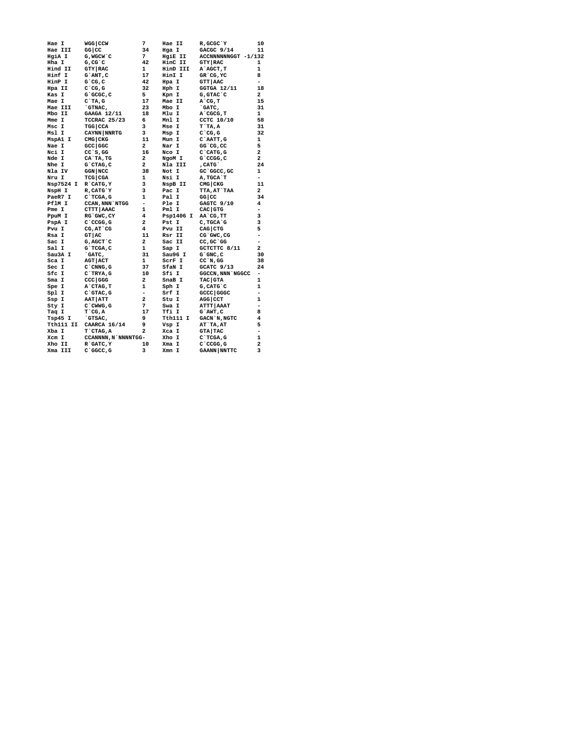| | | | | | |
|---|---|---|---|---|---|
| Hae I | WGG\|CCW | 7 | Hae II | R,GCGC`Y | 10 |
| Hae III | GG\|CC | 34 | Hga I | GACGC 9/14 | 11 |
| HgiA I | G,WGCW`C | 7 | HgiE II | ACCNNNNNNGGT -1/132 | |
| Hha I | G,CG`C | 42 | HinC II | GTY\|RAC | 1 |
| Hind II | GTY\|RAC | 1 | HinD III | A`AGCT,T | 1 |
| Hinf I | G`ANT,C | 17 | HinI I | GR`CG,YC | 8 |
| HinP I | G`CG,C | 42 | Hpa I | GTT\|AAC | - |
| Hpa II | C`CG,G | 32 | Hph I | GGTGA 12/11 | 18 |
| Kas I | G`GCGC,C | 5 | Kpn I | G,GTAC`C | 2 |
| Mae I | C`TA,G | 17 | Mae II | A`CG,T | 15 |
| Mae III | `GTNAC, | 23 | Mbo I | `GATC, | 31 |
| Mbo II | GAAGA 12/11 | 18 | Mlu I | A`CGCG,T | 1 |
| Mme I | TCCRAC 25/23 | 6 | Mnl I | CCTC 10/10 | 58 |
| Msc I | TGG\|CCA | 3 | Mse I | T`TA,A | 31 |
| Msl I | CAYNN\|NNRTG | 3 | Msp I | C`CG,G | 32 |
| MspA1 I | CMG\|CKG | 11 | Mun I | C`AATT,G | 1 |
| Nae I | GCC\|GGC | 2 | Nar I | GG`CG,CC | 5 |
| Nci I | CC`S,GG | 16 | Nco I | C`CATG,G | 2 |
| Nde I | CA`TA,TG | 2 | NgoM I | G`CCGG,C | 2 |
| Nhe I | G`CTAG,C | 2 | Nla III | ,CATG` | 24 |
| Nla IV | GGN\|NCC | 38 | Not I | GC`GGCC,GC | 1 |
| Nru I | TCG\|CGA | 1 | Nsi I | A,TGCA`T | - |
| Nsp7524 I | R`CATG,Y | 3 | NspB II | CMG\|CKG | 11 |
| NspH I | R,CATG`Y | 3 | Pac I | TTA,AT`TAA | 2 |
| PaeR7 I | C`TCGA,G | 1 | Pal I | GG\|CC | 34 |
| PflM I | CCAN,NNN`NTGG | - | Ple I | GAGTC 9/10 | 4 |
| Pme I | CTTT\|AAAC | 1 | Pml I | CAC\|GTG | - |
| PpuM I | RG`GWC,CY | 4 | Psp1406 I | AA`CG,TT | 3 |
| PspA I | C`CCGG,G | 2 | Pst I | C,TGCA`G | 3 |
| Pvu I | CG,AT`CG | 4 | Pvu II | CAG\|CTG | 5 |
| Rsa I | GT\|AC | 11 | Rsr II | CG`GWC,CG | - |
| Sac I | G,AGCT`C | 2 | Sac II | CC,GC`GG | - |
| Sal I | G`TCGA,C | 1 | Sap I | GCTCTTC 8/11 | 2 |
| Sau3A I | `GATC, | 31 | Sau96 I | G`GNC,C | 30 |
| Sca I | AGT\|ACT | 1 | ScrF I | CC`N,GG | 38 |
| Sec I | C`CNNG,G | 37 | SfaN I | GCATC 9/13 | 24 |
| Sfc I | C`TRYA,G | 10 | Sfi I | GGCCN,NNN`NGGCC | - |
| Sma I | CCC\|GGG | 2 | SnaB I | TAC\|GTA | 1 |
| Spe I | A`CTAG,T | 1 | Sph I | G,CATG`C | 1 |
| Spl I | C`GTAC,G | - | Srf I | GCCC\|GGGC | - |
| Ssp I | AAT\|ATT | 2 | Stu I | AGG\|CCT | 1 |
| Sty I | C`CWWG,G | 7 | Swa I | ATTT\|AAAT | - |
| Taq I | T`CG,A | 17 | Tfi I | G`AWT,C | 8 |
| Tsp45 I | `GTSAC, | 9 | Tth111 I | GACN`N,NGTC | 4 |
| Tth111 II | CAARCA 16/14 | 9 | Vsp I | AT`TA,AT | 5 |
| Xba I | T`CTAG,A | 2 | Xca I | GTA\|TAC | - |
| Xcm I | CCANNNN,N`NNNNTGG- | | Xho I | C`TCGA,G | 1 |
| Xho II | R`GATC,Y | 10 | Xma I | C`CCGG,G | 2 |
| Xma III | C`GGCC,G | 3 | Xmn I | GAANN\|NNTTC | 3 |